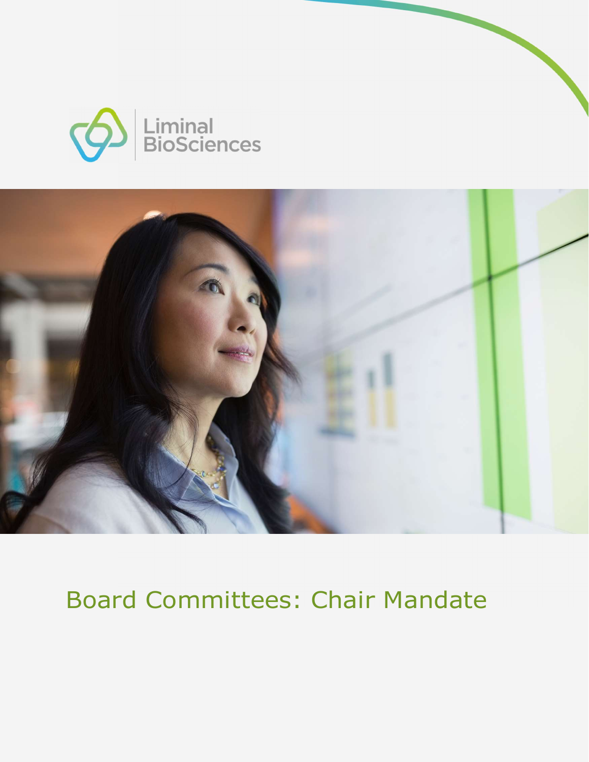Liminal BioSciences

# Board Committees: Chair Mandate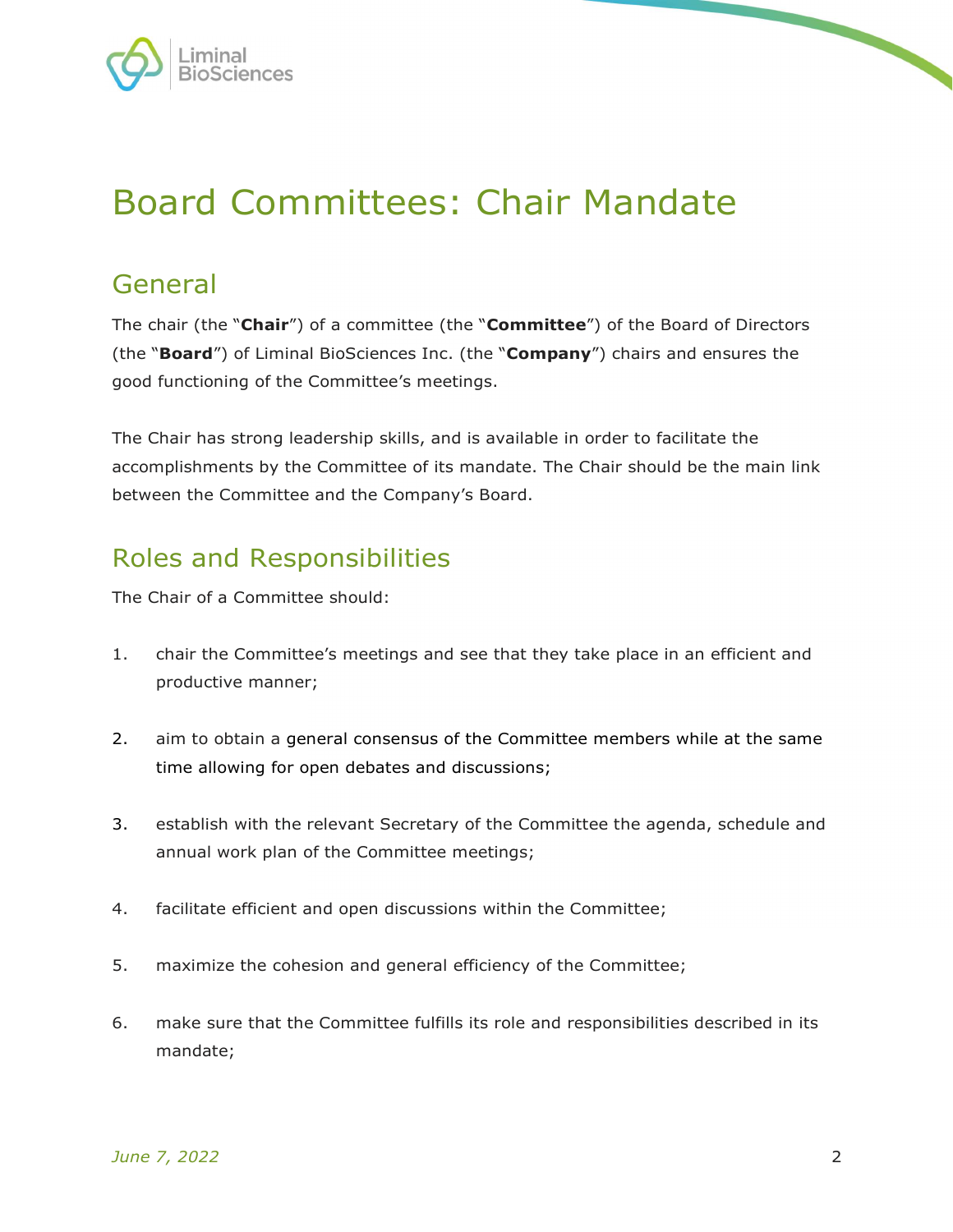# Board Committees: Chair Mandate

## General

The chair (the "**Chair**") of a committee (the "**Committee**") of the Board of Directors (the "**Board**") of Liminal BioSciences Inc. (the "**Company**") chairs and ensures the good functioning of the Committee's meetings.

The Chair has strong leadership skills, and is available in order to facilitate the accomplishments by the Committee of its mandate. The Chair should be the main link between the Committee and the Company's Board.

## Roles and Responsibilities

The Chair of a Committee should:

1. chair the Committee's meetings and see that they take place in an efficient and productive manner;

2. aim to obtain a general consensus of the Committee members while at the same time allowing for open debates and discussions;

3. establish with the relevant Secretary of the Committee the agenda, schedule and annual work plan of the Committee meetings;

4. facilitate efficient and open discussions within the Committee;

5. maximize the cohesion and general efficiency of the Committee;

6. make sure that the Committee fulfills its role and responsibilities described in its mandate;

*June 7, 2022*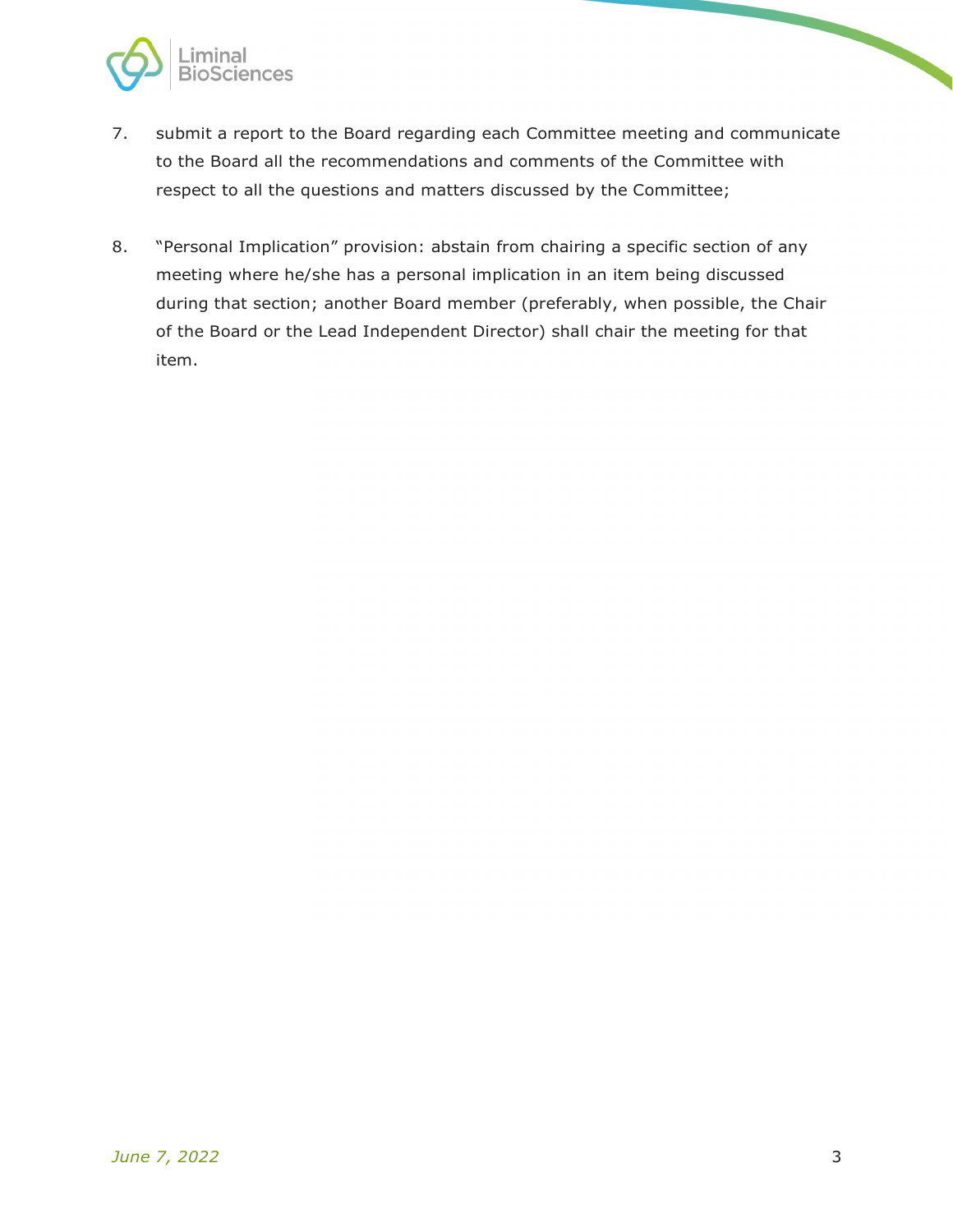7. submit a report to the Board regarding each Committee meeting and communicate to the Board all the recommendations and comments of the Committee with respect to all the questions and matters discussed by the Committee;

8. "Personal Implication" provision: abstain from chairing a specific section of any meeting where he/she has a personal implication in an item being discussed during that section; another Board member (preferably, when possible, the Chair of the Board or the Lead Independent Director) shall chair the meeting for that item.